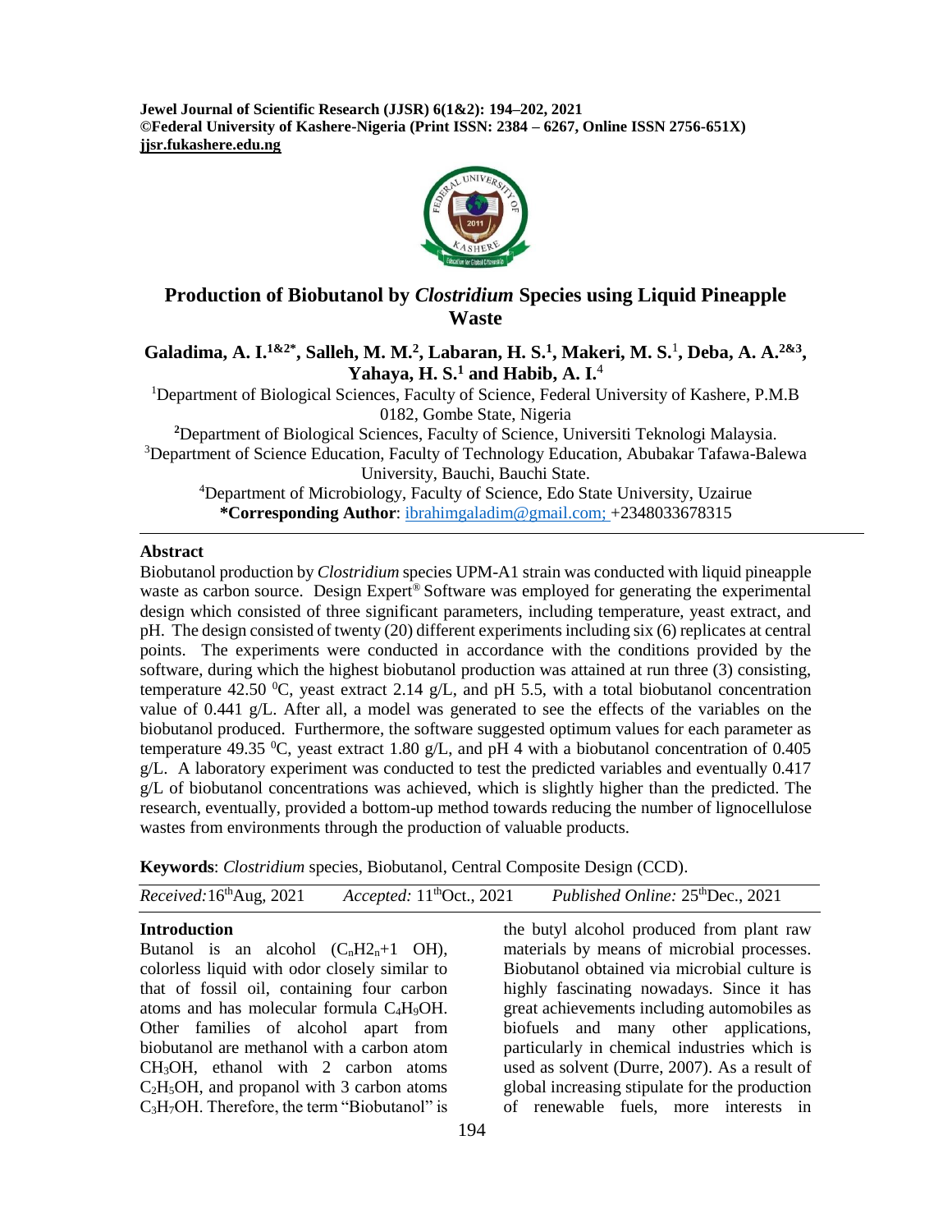# Production of Biobutanol by *Clostridium* Species using Liquid Pineapple Waste

**Galadima, A. I.[1&2*], Salleh, M. M.[2], Labaran, H. S.[1], Makeri, M. S.[1], Deba, A. A.[2&3], Yahaya, H. S.[1] and Habib, A. I.[4]**

[1]Department of Biological Sciences, Faculty of Science, Federal University of Kashere, P.M.B 0182, Gombe State, Nigeria

[2]Department of Biological Sciences, Faculty of Science, Universiti Teknologi Malaysia.

[3]Department of Science Education, Faculty of Technology Education, Abubakar Tafawa-Balewa University, Bauchi, Bauchi State.

[4]Department of Microbiology, Faculty of Science, Edo State University, Uzairue

**\*Corresponding Author**: ibrahimgaladim@gmail.com; +2348033678315

## Abstract

Biobutanol production by *Clostridium* species UPM-A1 strain was conducted with liquid pineapple waste as carbon source. Design Expert® Software was employed for generating the experimental design which consisted of three significant parameters, including temperature, yeast extract, and pH. The design consisted of twenty (20) different experiments including six (6) replicates at central points. The experiments were conducted in accordance with the conditions provided by the software, during which the highest biobutanol production was attained at run three (3) consisting, temperature 42.50 $^0$C, yeast extract 2.14 g/L, and pH 5.5, with a total biobutanol concentration value of 0.441 g/L. After all, a model was generated to see the effects of the variables on the biobutanol produced. Furthermore, the software suggested optimum values for each parameter as temperature 49.35 $^0$C, yeast extract 1.80 g/L, and pH 4 with a biobutanol concentration of 0.405 g/L. A laboratory experiment was conducted to test the predicted variables and eventually 0.417 g/L of biobutanol concentrations was achieved, which is slightly higher than the predicted. The research, eventually, provided a bottom-up method towards reducing the number of lignocellulose wastes from environments through the production of valuable products.

**Keywords**: *Clostridium* species, Biobutanol, Central Composite Design (CCD).

*Received:* 16$^{th}$Aug, 2021 *Accepted:* 11$^{th}$Oct., 2021 *Published Online:* 25$^{th}$Dec., 2021

## Introduction

Butanol is an alcohol ($C_nH2_n$+1 OH), colorless liquid with odor closely similar to that of fossil oil, containing four carbon atoms and has molecular formula $C_4H_9OH$. Other families of alcohol apart from biobutanol are methanol with a carbon atom $CH_3OH$, ethanol with 2 carbon atoms $C_2H_5OH$, and propanol with 3 carbon atoms $C_3H_7OH$. Therefore, the term "Biobutanol" is the butyl alcohol produced from plant raw materials by means of microbial processes. Biobutanol obtained via microbial culture is highly fascinating nowadays. Since it has great achievements including automobiles as biofuels and many other applications, particularly in chemical industries which is used as solvent (Durre, 2007). As a result of global increasing stipulate for the production of renewable fuels, more interests in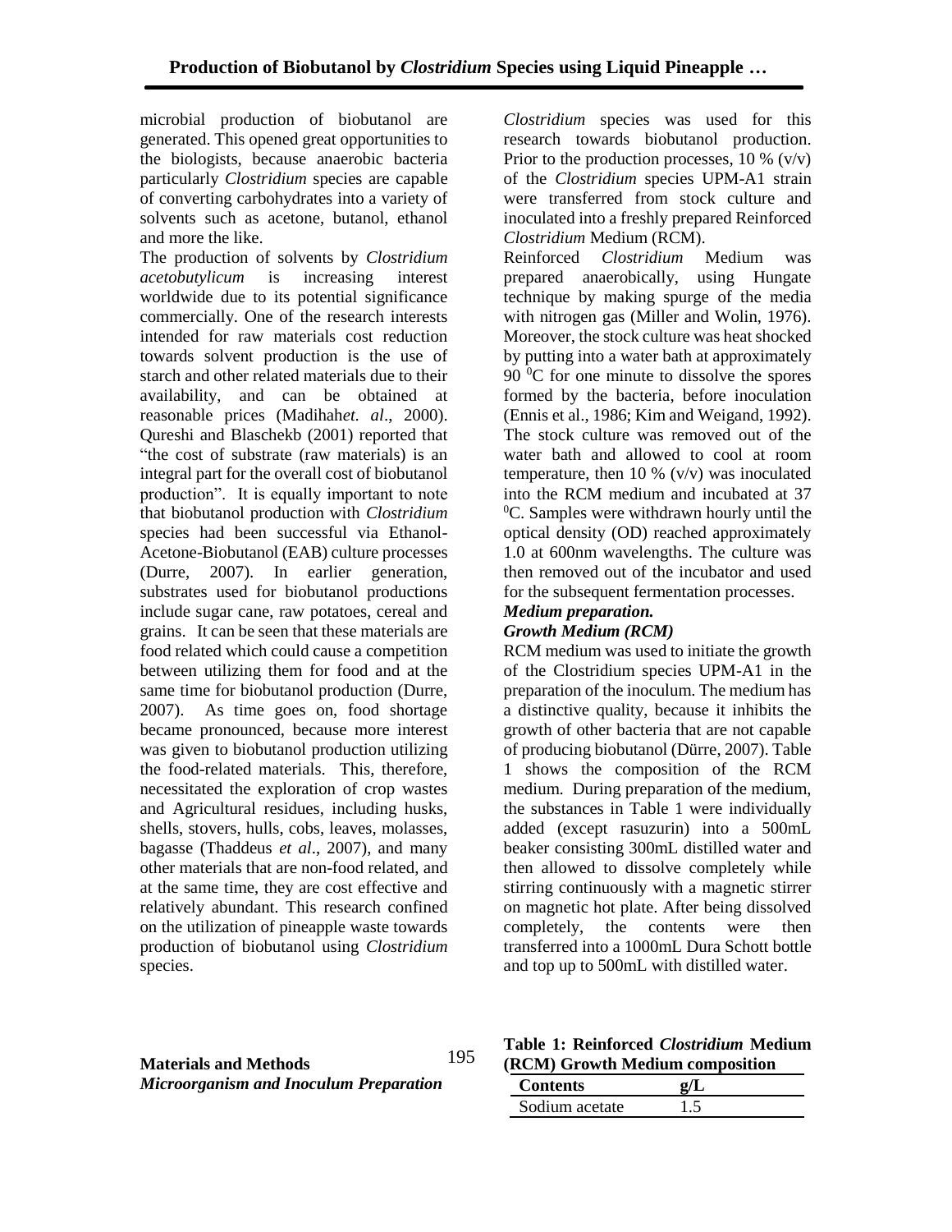microbial production of biobutanol are generated. This opened great opportunities to the biologists, because anaerobic bacteria particularly *Clostridium* species are capable of converting carbohydrates into a variety of solvents such as acetone, butanol, ethanol and more the like.

The production of solvents by *Clostridium acetobutylicum* is increasing interest worldwide due to its potential significance commercially. One of the research interests intended for raw materials cost reduction towards solvent production is the use of starch and other related materials due to their availability, and can be obtained at reasonable prices (Madihah*et. al*., 2000). Qureshi and Blaschekb (2001) reported that "the cost of substrate (raw materials) is an integral part for the overall cost of biobutanol production". It is equally important to note that biobutanol production with *Clostridium* species had been successful via Ethanol-Acetone-Biobutanol (EAB) culture processes (Durre, 2007). In earlier generation, substrates used for biobutanol productions include sugar cane, raw potatoes, cereal and grains. It can be seen that these materials are food related which could cause a competition between utilizing them for food and at the same time for biobutanol production (Durre, 2007). As time goes on, food shortage became pronounced, because more interest was given to biobutanol production utilizing the food-related materials. This, therefore, necessitated the exploration of crop wastes and Agricultural residues, including husks, shells, stovers, hulls, cobs, leaves, molasses, bagasse (Thaddeus *et al*., 2007), and many other materials that are non-food related, and at the same time, they are cost effective and relatively abundant. This research confined on the utilization of pineapple waste towards production of biobutanol using *Clostridium* species.

## Materials and Methods

### *Microorganism and Inoculum Preparation*

*Clostridium* species was used for this research towards biobutanol production. Prior to the production processes, 10 % (v/v) of the *Clostridium* species UPM-A1 strain were transferred from stock culture and inoculated into a freshly prepared Reinforced *Clostridium* Medium (RCM).

Reinforced *Clostridium* Medium was prepared anaerobically, using Hungate technique by making spurge of the media with nitrogen gas (Miller and Wolin, 1976). Moreover, the stock culture was heat shocked by putting into a water bath at approximately 90 $^0$C for one minute to dissolve the spores formed by the bacteria, before inoculation (Ennis et al., 1986; Kim and Weigand, 1992). The stock culture was removed out of the water bath and allowed to cool at room temperature, then 10 % (v/v) was inoculated into the RCM medium and incubated at 37 $^0$C. Samples were withdrawn hourly until the optical density (OD) reached approximately 1.0 at 600nm wavelengths. The culture was then removed out of the incubator and used for the subsequent fermentation processes.

### *Medium preparation.*

### *Growth Medium (RCM)*

RCM medium was used to initiate the growth of the Clostridium species UPM-A1 in the preparation of the inoculum. The medium has a distinctive quality, because it inhibits the growth of other bacteria that are not capable of producing biobutanol (Dürre, 2007). Table 1 shows the composition of the RCM medium. During preparation of the medium, the substances in Table 1 were individually added (except rasuzurin) into a 500mL beaker consisting 300mL distilled water and then allowed to dissolve completely while stirring continuously with a magnetic stirrer on magnetic hot plate. After being dissolved completely, the contents were then transferred into a 1000mL Dura Schott bottle and top up to 500mL with distilled water.

**Table 1: Reinforced *Clostridium* Medium (RCM) Growth Medium composition**

| Contents | g/L |
|---|---|
| Sodium acetate | 1.5 |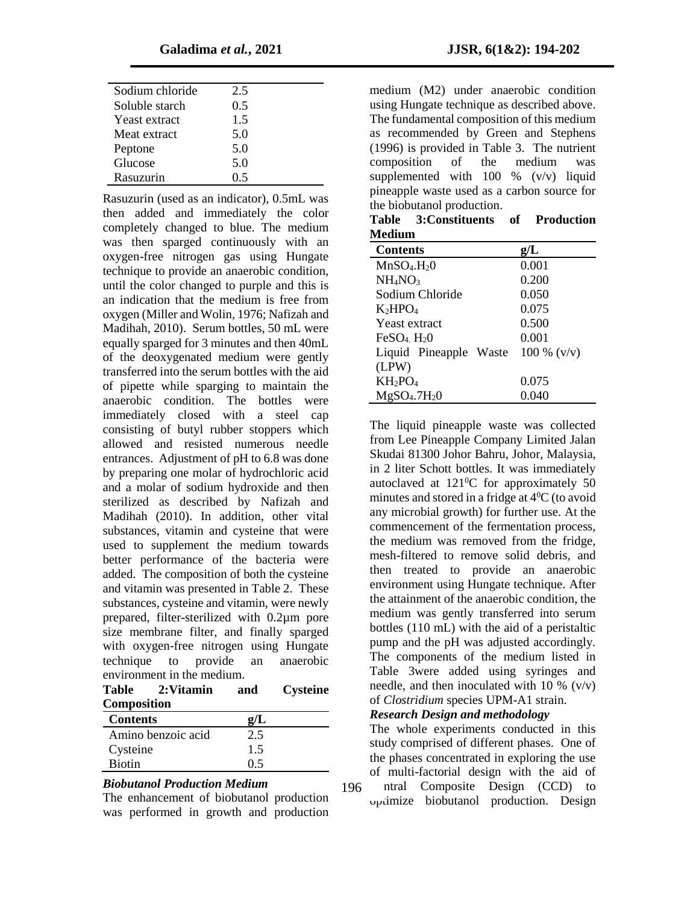| | |
|---|---|
| Sodium chloride | 2.5 |
| Soluble starch | 0.5 |
| Yeast extract | 1.5 |
| Meat extract | 5.0 |
| Peptone | 5.0 |
| Glucose | 5.0 |
| Rasuzurin | 0.5 |

Rasuzurin (used as an indicator), 0.5mL was then added and immediately the color completely changed to blue. The medium was then sparged continuously with an oxygen-free nitrogen gas using Hungate technique to provide an anaerobic condition, until the color changed to purple and this is an indication that the medium is free from oxygen (Miller and Wolin, 1976; Nafizah and Madihah, 2010). Serum bottles, 50 mL were equally sparged for 3 minutes and then 40mL of the deoxygenated medium were gently transferred into the serum bottles with the aid of pipette while sparging to maintain the anaerobic condition. The bottles were immediately closed with a steel cap consisting of butyl rubber stoppers which allowed and resisted numerous needle entrances. Adjustment of pH to 6.8 was done by preparing one molar of hydrochloric acid and a molar of sodium hydroxide and then sterilized as described by Nafizah and Madihah (2010). In addition, other vital substances, vitamin and cysteine that were used to supplement the medium towards better performance of the bacteria were added. The composition of both the cysteine and vitamin was presented in Table 2. These substances, cysteine and vitamin, were newly prepared, filter-sterilized with 0.2µm pore size membrane filter, and finally sparged with oxygen-free nitrogen using Hungate technique to provide an anaerobic environment in the medium.

**Table 2:Vitamin and Cysteine Composition**

| Contents | g/L |
|---|---|
| Amino benzoic acid | 2.5 |
| Cysteine | 1.5 |
| Biotin | 0.5 |

***Biobutanol Production Medium***

The enhancement of biobutanol production was performed in growth and production medium (M2) under anaerobic condition using Hungate technique as described above. The fundamental composition of this medium as recommended by Green and Stephens (1996) is provided in Table 3. The nutrient composition of the medium was supplemented with 100 % (v/v) liquid pineapple waste used as a carbon source for the biobutanol production.

**Table 3:Constituents of Production Medium**

| Contents | g/L |
|---|---|
| $MnSO_4.H_20$ | 0.001 |
| $NH_4NO_3$ | 0.200 |
| Sodium Chloride | 0.050 |
| $K_2HPO_4$ | 0.075 |
| Yeast extract | 0.500 |
| $FeSO_4.H_20$ | 0.001 |
| Liquid Pineapple Waste (LPW) | 100 % (v/v) |
| $KH_2PO_4$ | 0.075 |
| $MgSO_4.7H_20$ | 0.040 |

The liquid pineapple waste was collected from Lee Pineapple Company Limited Jalan Skudai 81300 Johor Bahru, Johor, Malaysia, in 2 liter Schott bottles. It was immediately autoclaved at $121^0$C for approximately 50 minutes and stored in a fridge at $4^0$C (to avoid any microbial growth) for further use. At the commencement of the fermentation process, the medium was removed from the fridge, mesh-filtered to remove solid debris, and then treated to provide an anaerobic environment using Hungate technique. After the attainment of the anaerobic condition, the medium was gently transferred into serum bottles (110 mL) with the aid of a peristaltic pump and the pH was adjusted accordingly. The components of the medium listed in Table 3were added using syringes and needle, and then inoculated with 10 % (v/v) of *Clostridium* species UPM-A1 strain.

***Research Design and methodology***

The whole experiments conducted in this study comprised of different phases. One of the phases concentrated in exploring the use of multi-factorial design with the aid of Central Composite Design (CCD) to optimize biobutanol production. Design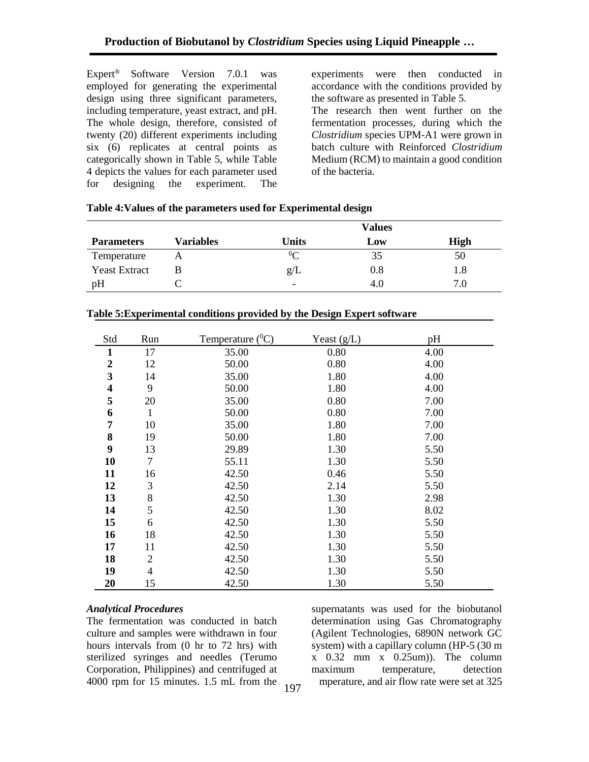Expert® Software Version 7.0.1 was employed for generating the experimental design using three significant parameters, including temperature, yeast extract, and pH. The whole design, therefore, consisted of twenty (20) different experiments including six (6) replicates at central points as categorically shown in Table 5, while Table 4 depicts the values for each parameter used for designing the experiment. The experiments were then conducted in accordance with the conditions provided by the software as presented in Table 5.

The research then went further on the fermentation processes, during which the *Clostridium* species UPM-A1 were grown in batch culture with Reinforced *Clostridium* Medium (RCM) to maintain a good condition of the bacteria.

**Table 4: Values of the parameters used for Experimental design**

| Parameters | Variables | Units | Values | |
|---|---|---|---|---|
| | | | **Low** | **High** |
| Temperature | A | $^0C$ | 35 | 50 |
| Yeast Extract | B | g/L | 0.8 | 1.8 |
| pH | C | - | 4.0 | 7.0 |

**Table 5: Experimental conditions provided by the Design Expert software**

| Std | Run | Temperature ($^0C$) | Yeast (g/L) | pH |
|---|---|---|---|---|
| **1** | 17 | 35.00 | 0.80 | 4.00 |
| **2** | 12 | 50.00 | 0.80 | 4.00 |
| **3** | 14 | 35.00 | 1.80 | 4.00 |
| **4** | 9 | 50.00 | 1.80 | 4.00 |
| **5** | 20 | 35.00 | 0.80 | 7.00 |
| **6** | 1 | 50.00 | 0.80 | 7.00 |
| **7** | 10 | 35.00 | 1.80 | 7.00 |
| **8** | 19 | 50.00 | 1.80 | 7.00 |
| **9** | 13 | 29.89 | 1.30 | 5.50 |
| **10** | 7 | 55.11 | 1.30 | 5.50 |
| **11** | 16 | 42.50 | 0.46 | 5.50 |
| **12** | 3 | 42.50 | 2.14 | 5.50 |
| **13** | 8 | 42.50 | 1.30 | 2.98 |
| **14** | 5 | 42.50 | 1.30 | 8.02 |
| **15** | 6 | 42.50 | 1.30 | 5.50 |
| **16** | 18 | 42.50 | 1.30 | 5.50 |
| **17** | 11 | 42.50 | 1.30 | 5.50 |
| **18** | 2 | 42.50 | 1.30 | 5.50 |
| **19** | 4 | 42.50 | 1.30 | 5.50 |
| **20** | 15 | 42.50 | 1.30 | 5.50 |

### *Analytical Procedures*

The fermentation was conducted in batch culture and samples were withdrawn in four hours intervals from (0 hr to 72 hrs) with sterilized syringes and needles (Terumo Corporation, Philippines) and centrifuged at 4000 rpm for 15 minutes. 1.5 mL from the supernatants was used for the biobutanol determination using Gas Chromatography (Agilent Technologies, 6890N network GC system) with a capillary column (HP-5 (30 m x 0.32 mm x 0.25um)). The column maximum temperature, detection mperature, and air flow rate were set at 325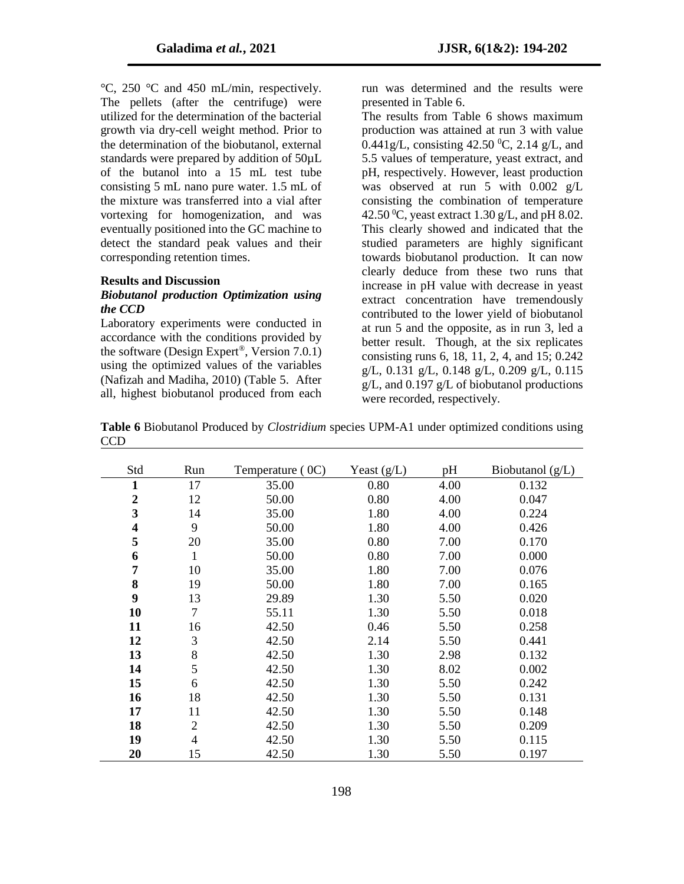°C, 250 °C and 450 mL/min, respectively. The pellets (after the centrifuge) were utilized for the determination of the bacterial growth via dry-cell weight method. Prior to the determination of the biobutanol, external standards were prepared by addition of 50µL of the butanol into a 15 mL test tube consisting 5 mL nano pure water. 1.5 mL of the mixture was transferred into a vial after vortexing for homogenization, and was eventually positioned into the GC machine to detect the standard peak values and their corresponding retention times.

## Results and Discussion

### *Biobutanol production Optimization using the CCD*

Laboratory experiments were conducted in accordance with the conditions provided by the software (Design Expert®, Version 7.0.1) using the optimized values of the variables (Nafizah and Madiha, 2010) (Table 5. After all, highest biobutanol produced from each run was determined and the results were presented in Table 6.

The results from Table 6 shows maximum production was attained at run 3 with value 0.441g/L, consisting 42.50 $^0$C, 2.14 g/L, and 5.5 values of temperature, yeast extract, and pH, respectively. However, least production was observed at run 5 with 0.002 g/L consisting the combination of temperature 42.50 $^0$C, yeast extract 1.30 g/L, and pH 8.02. This clearly showed and indicated that the studied parameters are highly significant towards biobutanol production. It can now clearly deduce from these two runs that increase in pH value with decrease in yeast extract concentration have tremendously contributed to the lower yield of biobutanol at run 5 and the opposite, as in run 3, led a better result. Though, at the six replicates consisting runs 6, 18, 11, 2, 4, and 15; 0.242 g/L, 0.131 g/L, 0.148 g/L, 0.209 g/L, 0.115 g/L, and 0.197 g/L of biobutanol productions were recorded, respectively.

**Table 6** Biobutanol Produced by *Clostridium* species UPM-A1 under optimized conditions using CCD

| Std | Run | Temperature ( 0C) | Yeast (g/L) | pH | Biobutanol (g/L) |
|---|---|---|---|---|---|
| **1** | 17 | 35.00 | 0.80 | 4.00 | 0.132 |
| **2** | 12 | 50.00 | 0.80 | 4.00 | 0.047 |
| **3** | 14 | 35.00 | 1.80 | 4.00 | 0.224 |
| **4** | 9 | 50.00 | 1.80 | 4.00 | 0.426 |
| **5** | 20 | 35.00 | 0.80 | 7.00 | 0.170 |
| **6** | 1 | 50.00 | 0.80 | 7.00 | 0.000 |
| **7** | 10 | 35.00 | 1.80 | 7.00 | 0.076 |
| **8** | 19 | 50.00 | 1.80 | 7.00 | 0.165 |
| **9** | 13 | 29.89 | 1.30 | 5.50 | 0.020 |
| **10** | 7 | 55.11 | 1.30 | 5.50 | 0.018 |
| **11** | 16 | 42.50 | 0.46 | 5.50 | 0.258 |
| **12** | 3 | 42.50 | 2.14 | 5.50 | 0.441 |
| **13** | 8 | 42.50 | 1.30 | 2.98 | 0.132 |
| **14** | 5 | 42.50 | 1.30 | 8.02 | 0.002 |
| **15** | 6 | 42.50 | 1.30 | 5.50 | 0.242 |
| **16** | 18 | 42.50 | 1.30 | 5.50 | 0.131 |
| **17** | 11 | 42.50 | 1.30 | 5.50 | 0.148 |
| **18** | 2 | 42.50 | 1.30 | 5.50 | 0.209 |
| **19** | 4 | 42.50 | 1.30 | 5.50 | 0.115 |
| **20** | 15 | 42.50 | 1.30 | 5.50 | 0.197 |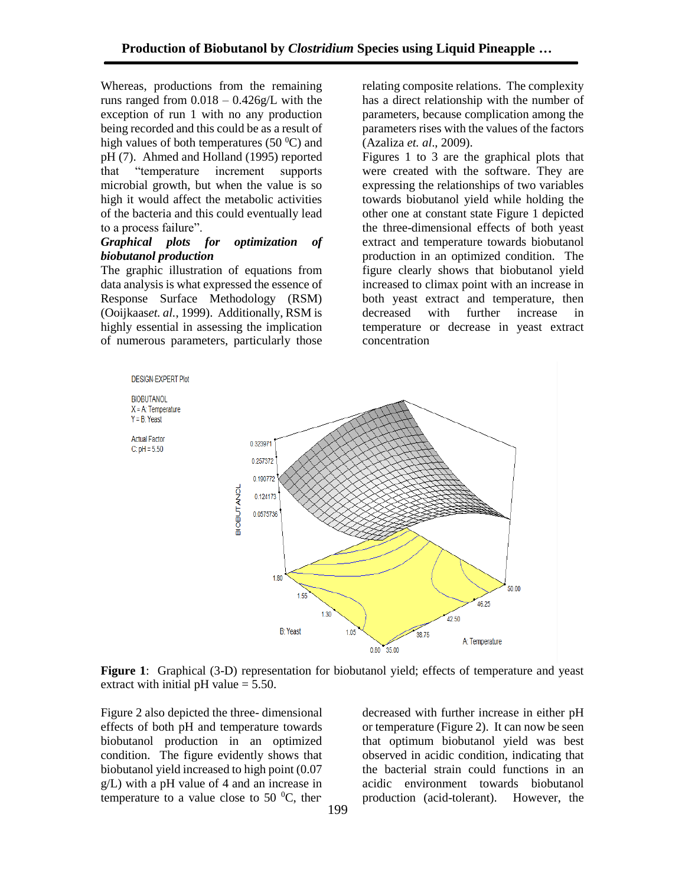Whereas, productions from the remaining runs ranged from 0.018 – 0.426g/L with the exception of run 1 with no any production being recorded and this could be as a result of high values of both temperatures (50 $^{0}$C) and pH (7). Ahmed and Holland (1995) reported that "temperature increment supports microbial growth, but when the value is so high it would affect the metabolic activities of the bacteria and this could eventually lead to a process failure".

***Graphical plots for optimization of biobutanol production***

The graphic illustration of equations from data analysis is what expressed the essence of Response Surface Methodology (RSM) (Ooijkaas*et. al.*, 1999). Additionally, RSM is highly essential in assessing the implication of numerous parameters, particularly those relating composite relations. The complexity has a direct relationship with the number of parameters, because complication among the parameters rises with the values of the factors (Azaliza *et. al*., 2009).

Figures 1 to 3 are the graphical plots that were created with the software. They are expressing the relationships of two variables towards biobutanol yield while holding the other one at constant state Figure 1 depicted the three-dimensional effects of both yeast extract and temperature towards biobutanol production in an optimized condition. The figure clearly shows that biobutanol yield increased to climax point with an increase in both yeast extract and temperature, then decreased with further increase in temperature or decrease in yeast extract concentration

**Figure 1**: Graphical (3-D) representation for biobutanol yield; effects of temperature and yeast extract with initial pH value = 5.50.

Figure 2 also depicted the three- dimensional effects of both pH and temperature towards biobutanol production in an optimized condition. The figure evidently shows that biobutanol yield increased to high point (0.07 g/L) with a pH value of 4 and an increase in temperature to a value close to 50 $^{0}$C, ther decreased with further increase in either pH or temperature (Figure 2). It can now be seen that optimum biobutanol yield was best observed in acidic condition, indicating that the bacterial strain could functions in an acidic environment towards biobutanol production (acid-tolerant). However, the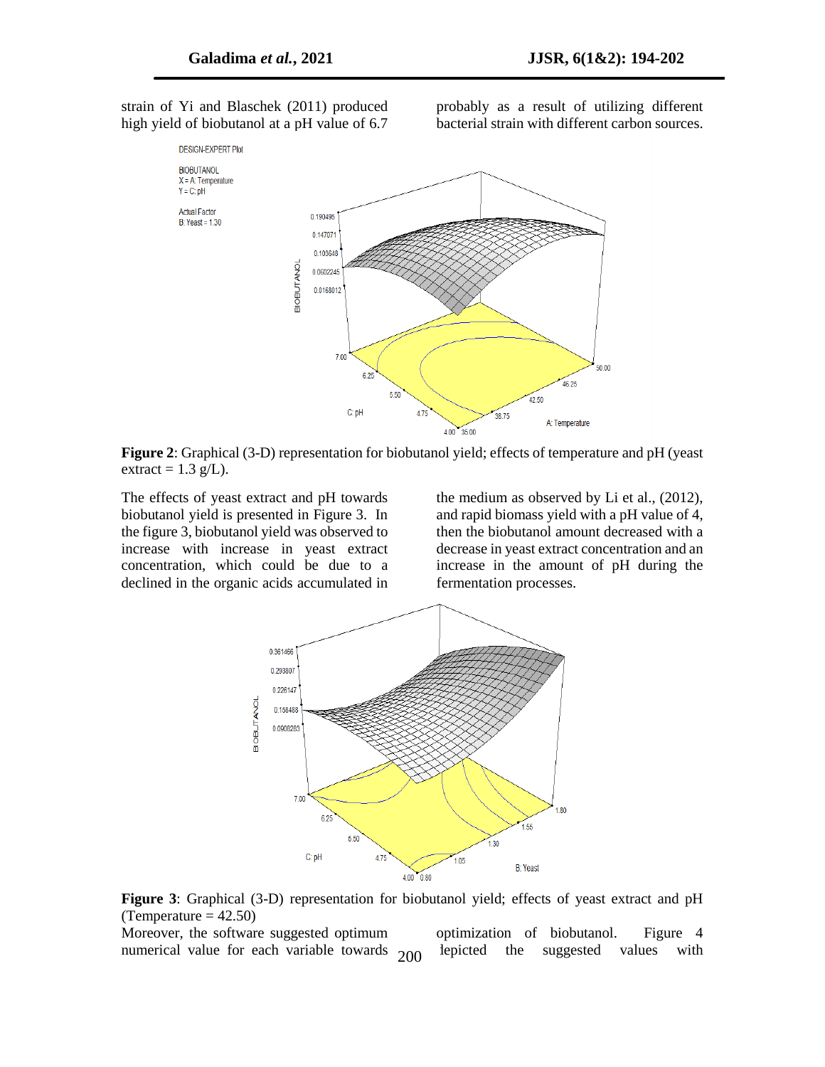strain of Yi and Blaschek (2011) produced high yield of biobutanol at a pH value of 6.7 probably as a result of utilizing different bacterial strain with different carbon sources.

**Figure 2**: Graphical (3-D) representation for biobutanol yield; effects of temperature and pH (yeast extract = 1.3 g/L).

The effects of yeast extract and pH towards biobutanol yield is presented in Figure 3. In the figure 3, biobutanol yield was observed to increase with increase in yeast extract concentration, which could be due to a declined in the organic acids accumulated in the medium as observed by Li et al., (2012), and rapid biomass yield with a pH value of 4, then the biobutanol amount decreased with a decrease in yeast extract concentration and an increase in the amount of pH during the fermentation processes.

**Figure 3**: Graphical (3-D) representation for biobutanol yield; effects of yeast extract and pH (Temperature = 42.50)

Moreover, the software suggested optimum numerical value for each variable towards optimization of biobutanol. Figure 4 depicted the suggested values with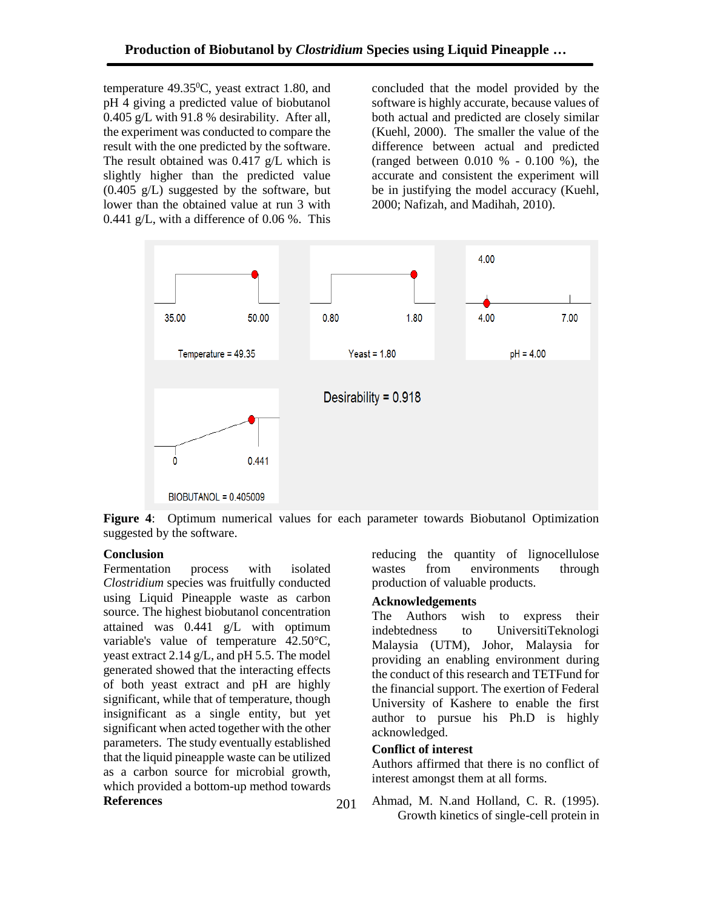temperature 49.35$^0$C, yeast extract 1.80, and pH 4 giving a predicted value of biobutanol 0.405 g/L with 91.8 % desirability. After all, the experiment was conducted to compare the result with the one predicted by the software. The result obtained was 0.417 g/L which is slightly higher than the predicted value (0.405 g/L) suggested by the software, but lower than the obtained value at run 3 with 0.441 g/L, with a difference of 0.06 %. This concluded that the model provided by the software is highly accurate, because values of both actual and predicted are closely similar (Kuehl, 2000). The smaller the value of the difference between actual and predicted (ranged between 0.010 % - 0.100 %), the accurate and consistent the experiment will be in justifying the model accuracy (Kuehl, 2000; Nafizah, and Madihah, 2010).

**Figure 4**: Optimum numerical values for each parameter towards Biobutanol Optimization suggested by the software.

## Conclusion

Fermentation process with isolated *Clostridium* species was fruitfully conducted using Liquid Pineapple waste as carbon source. The highest biobutanol concentration attained was 0.441 g/L with optimum variable's value of temperature 42.50°C, yeast extract 2.14 g/L, and pH 5.5. The model generated showed that the interacting effects of both yeast extract and pH are highly significant, while that of temperature, though insignificant as a single entity, but yet significant when acted together with the other parameters. The study eventually established that the liquid pineapple waste can be utilized as a carbon source for microbial growth, which provided a bottom-up method towards reducing the quantity of lignocellulose wastes from environments through production of valuable products.

## Acknowledgements

The Authors wish to express their indebtedness to UniversitiTeknologi Malaysia (UTM), Johor, Malaysia for providing an enabling environment during the conduct of this research and TETFund for the financial support. The exertion of Federal University of Kashere to enable the first author to pursue his Ph.D is highly acknowledged.

## Conflict of interest

Authors affirmed that there is no conflict of interest amongst them at all forms.

## References

Ahmad, M. N.and Holland, C. R. (1995). Growth kinetics of single-cell protein in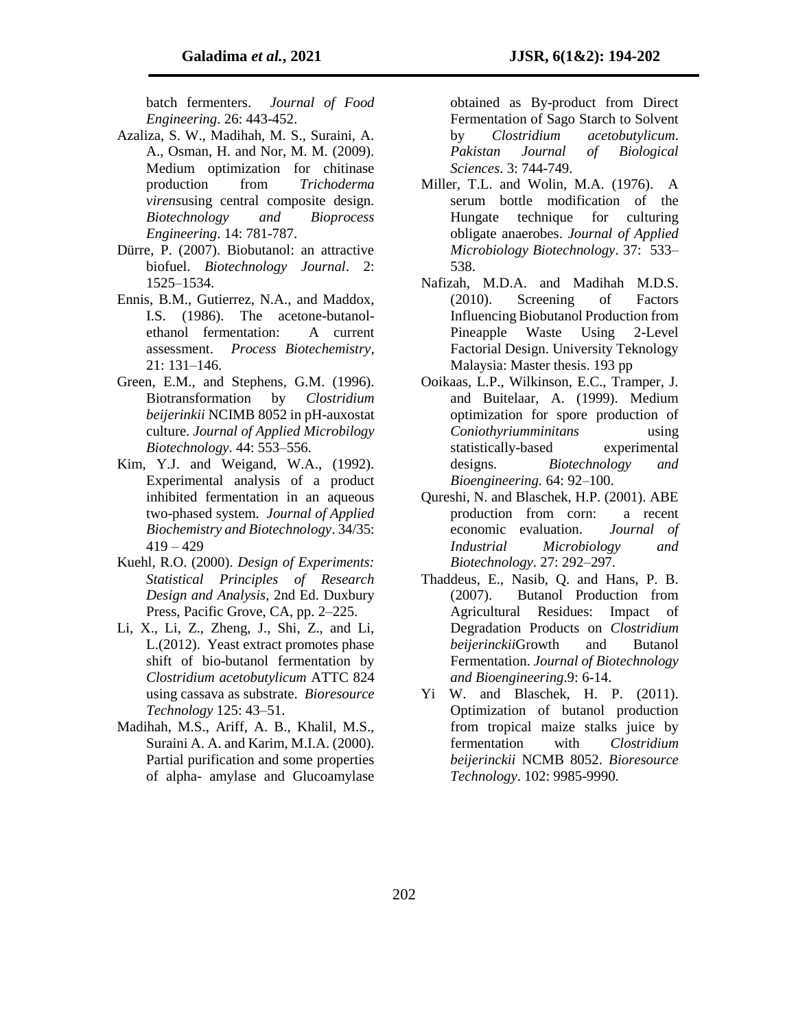batch fermenters. *Journal of Food Engineering*. 26: 443-452.

Azaliza, S. W., Madihah, M. S., Suraini, A. A., Osman, H. and Nor, M. M. (2009). Medium optimization for chitinase production from *Trichoderma virens*using central composite design. *Biotechnology and Bioprocess Engineering*. 14: 781-787.

Dürre, P. (2007). Biobutanol: an attractive biofuel. *Biotechnology Journal*. 2: 1525–1534.

Ennis, B.M., Gutierrez, N.A., and Maddox, I.S. (1986). The acetone-butanol-ethanol fermentation: A current assessment. *Process Biotechemistry*, 21: 131–146.

Green, E.M., and Stephens, G.M. (1996). Biotransformation by *Clostridium beijerinkii* NCIMB 8052 in pH-auxostat culture. *Journal of Applied Microbilogy Biotechnology*. 44: 553–556.

Kim, Y.J. and Weigand, W.A., (1992). Experimental analysis of a product inhibited fermentation in an aqueous two-phased system. *Journal of Applied Biochemistry and Biotechnology*. 34/35: 419 – 429

Kuehl, R.O. (2000). *Design of Experiments: Statistical Principles of Research Design and Analysis*, 2nd Ed. Duxbury Press, Pacific Grove, CA, pp. 2–225.

Li, X., Li, Z., Zheng, J., Shi, Z., and Li, L.(2012). Yeast extract promotes phase shift of bio-butanol fermentation by *Clostridium acetobutylicum* ATTC 824 using cassava as substrate. *Bioresource Technology* 125: 43–51.

Madihah, M.S., Ariff, A. B., Khalil, M.S., Suraini A. A. and Karim, M.I.A. (2000). Partial purification and some properties of alpha- amylase and Glucoamylase obtained as By-product from Direct Fermentation of Sago Starch to Solvent by *Clostridium acetobutylicum*. *Pakistan Journal of Biological Sciences*. 3: 744-749.

Miller, T.L. and Wolin, M.A. (1976). A serum bottle modification of the Hungate technique for culturing obligate anaerobes. *Journal of Applied Microbiology Biotechnology*. 37: 533–538.

Nafizah, M.D.A. and Madihah M.D.S. (2010). Screening of Factors Influencing Biobutanol Production from Pineapple Waste Using 2-Level Factorial Design. University Teknology Malaysia: Master thesis. 193 pp

Ooikaas, L.P., Wilkinson, E.C., Tramper, J. and Buitelaar, A. (1999). Medium optimization for spore production of *Coniothyriumminitans* using statistically-based experimental designs. *Biotechnology and Bioengineering.* 64: 92–100.

Qureshi, N. and Blaschek, H.P. (2001). ABE production from corn: a recent economic evaluation. *Journal of Industrial Microbiology and Biotechnology*. 27: 292–297.

Thaddeus, E., Nasib, Q. and Hans, P. B. (2007). Butanol Production from Agricultural Residues: Impact of Degradation Products on *Clostridium beijerinckii*Growth and Butanol Fermentation. *Journal of Biotechnology and Bioengineering*.9: 6-14.

Yi W. and Blaschek, H. P. (2011). Optimization of butanol production from tropical maize stalks juice by fermentation with *Clostridium beijerinckii* NCMB 8052. *Bioresource Technology*. 102: 9985-9990.